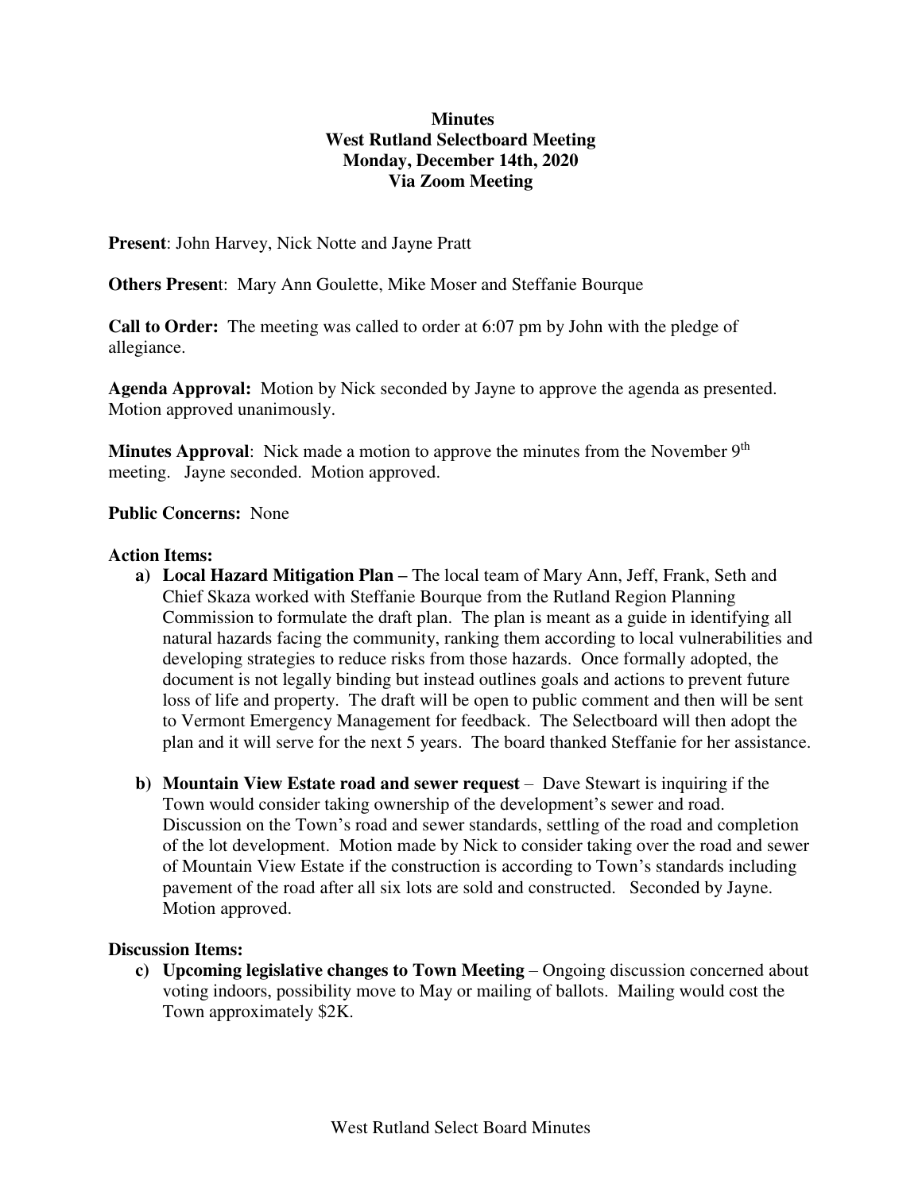**Minutes**
**West Rutland Selectboard Meeting**
**Monday, December 14th, 2020**
**Via Zoom Meeting**

**Present**: John Harvey, Nick Notte and Jayne Pratt

**Others Present**: Mary Ann Goulette, Mike Moser and Steffanie Bourque

**Call to Order:** The meeting was called to order at 6:07 pm by John with the pledge of allegiance.

**Agenda Approval:** Motion by Nick seconded by Jayne to approve the agenda as presented. Motion approved unanimously.

**Minutes Approval**: Nick made a motion to approve the minutes from the November 9th meeting. Jayne seconded. Motion approved.

**Public Concerns:** None

**Action Items:**

a) **Local Hazard Mitigation Plan –** The local team of Mary Ann, Jeff, Frank, Seth and Chief Skaza worked with Steffanie Bourque from the Rutland Region Planning Commission to formulate the draft plan. The plan is meant as a guide in identifying all natural hazards facing the community, ranking them according to local vulnerabilities and developing strategies to reduce risks from those hazards. Once formally adopted, the document is not legally binding but instead outlines goals and actions to prevent future loss of life and property. The draft will be open to public comment and then will be sent to Vermont Emergency Management for feedback. The Selectboard will then adopt the plan and it will serve for the next 5 years. The board thanked Steffanie for her assistance.

b) **Mountain View Estate road and sewer request** – Dave Stewart is inquiring if the Town would consider taking ownership of the development's sewer and road. Discussion on the Town's road and sewer standards, settling of the road and completion of the lot development. Motion made by Nick to consider taking over the road and sewer of Mountain View Estate if the construction is according to Town's standards including pavement of the road after all six lots are sold and constructed. Seconded by Jayne. Motion approved.

**Discussion Items:**

c) **Upcoming legislative changes to Town Meeting** – Ongoing discussion concerned about voting indoors, possibility move to May or mailing of ballots. Mailing would cost the Town approximately $2K.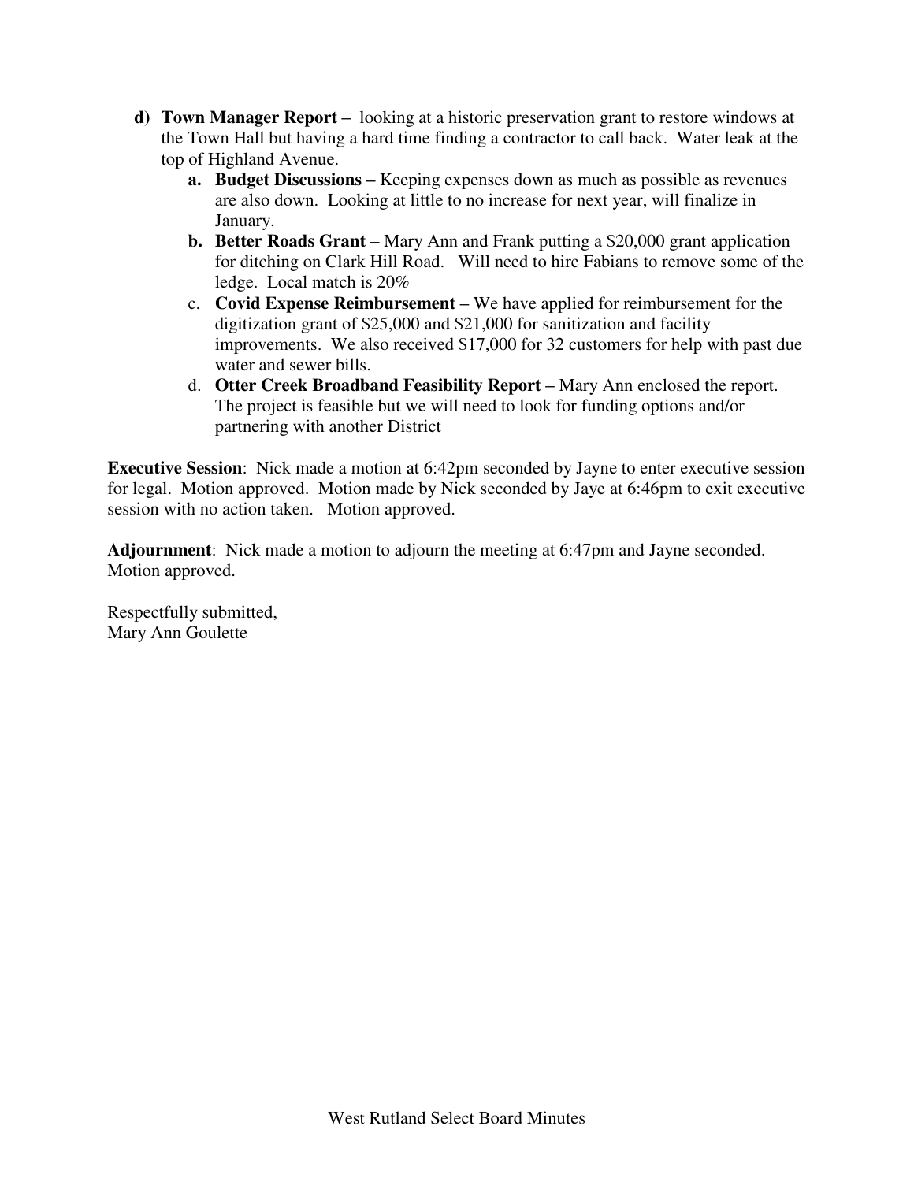d) **Town Manager Report –** looking at a historic preservation grant to restore windows at the Town Hall but having a hard time finding a contractor to call back. Water leak at the top of Highland Avenue.

   a. **Budget Discussions –** Keeping expenses down as much as possible as revenues are also down. Looking at little to no increase for next year, will finalize in January.

   b. **Better Roads Grant –** Mary Ann and Frank putting a $20,000 grant application for ditching on Clark Hill Road. Will need to hire Fabians to remove some of the ledge. Local match is 20%

   c. **Covid Expense Reimbursement –** We have applied for reimbursement for the digitization grant of $25,000 and $21,000 for sanitization and facility improvements. We also received $17,000 for 32 customers for help with past due water and sewer bills.

   d. **Otter Creek Broadband Feasibility Report –** Mary Ann enclosed the report. The project is feasible but we will need to look for funding options and/or partnering with another District

**Executive Session**: Nick made a motion at 6:42pm seconded by Jayne to enter executive session for legal. Motion approved. Motion made by Nick seconded by Jaye at 6:46pm to exit executive session with no action taken. Motion approved.

**Adjournment**: Nick made a motion to adjourn the meeting at 6:47pm and Jayne seconded. Motion approved.

Respectfully submitted,
Mary Ann Goulette